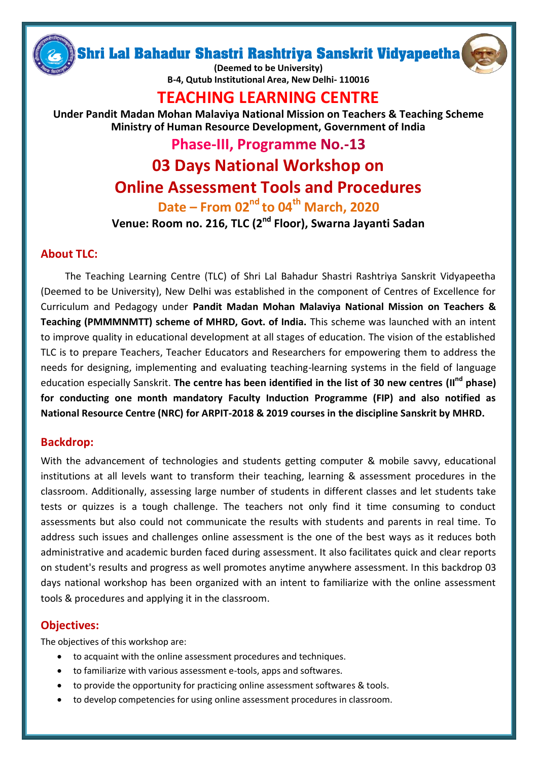# Shri Lal Bahadur Shastri Rashtriya Sanskrit Vidyapeetha

**(Deemed to be University)**
**B-4, Qutub Institutional Area, New Delhi- 110016**

# TEACHING LEARNING CENTRE

**Under Pandit Madan Mohan Malaviya National Mission on Teachers & Teaching Scheme**
**Ministry of Human Resource Development, Government of India**

## Phase-III, Programme No.-13

## 03 Days National Workshop on Online Assessment Tools and Procedures

**Date – From 02nd to 04th March, 2020**

**Venue: Room no. 216, TLC (2nd Floor), Swarna Jayanti Sadan**

## About TLC:

The Teaching Learning Centre (TLC) of Shri Lal Bahadur Shastri Rashtriya Sanskrit Vidyapeetha (Deemed to be University), New Delhi was established in the component of Centres of Excellence for Curriculum and Pedagogy under **Pandit Madan Mohan Malaviya National Mission on Teachers & Teaching (PMMMNMTT) scheme of MHRD, Govt. of India.** This scheme was launched with an intent to improve quality in educational development at all stages of education. The vision of the established TLC is to prepare Teachers, Teacher Educators and Researchers for empowering them to address the needs for designing, implementing and evaluating teaching-learning systems in the field of language education especially Sanskrit. **The centre has been identified in the list of 30 new centres (IInd phase) for conducting one month mandatory Faculty Induction Programme (FIP) and also notified as National Resource Centre (NRC) for ARPIT-2018 & 2019 courses in the discipline Sanskrit by MHRD.**

## Backdrop:

With the advancement of technologies and students getting computer & mobile savvy, educational institutions at all levels want to transform their teaching, learning & assessment procedures in the classroom. Additionally, assessing large number of students in different classes and let students take tests or quizzes is a tough challenge. The teachers not only find it time consuming to conduct assessments but also could not communicate the results with students and parents in real time. To address such issues and challenges online assessment is the one of the best ways as it reduces both administrative and academic burden faced during assessment. It also facilitates quick and clear reports on student's results and progress as well promotes anytime anywhere assessment. In this backdrop 03 days national workshop has been organized with an intent to familiarize with the online assessment tools & procedures and applying it in the classroom.

## Objectives:

The objectives of this workshop are:

- to acquaint with the online assessment procedures and techniques.
- to familiarize with various assessment e-tools, apps and softwares.
- to provide the opportunity for practicing online assessment softwares & tools.
- to develop competencies for using online assessment procedures in classroom.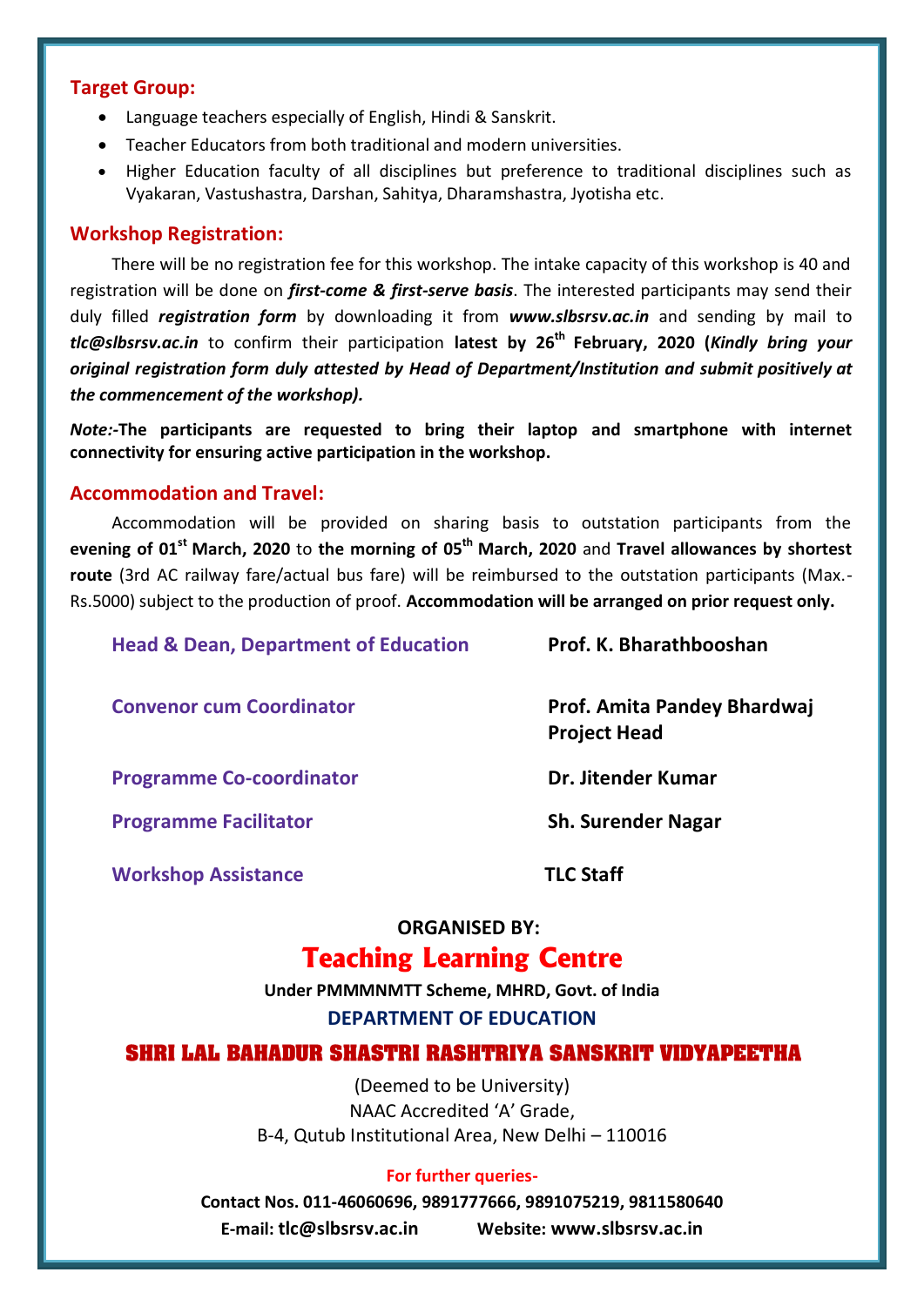## Target Group:

- Language teachers especially of English, Hindi & Sanskrit.
- Teacher Educators from both traditional and modern universities.
- Higher Education faculty of all disciplines but preference to traditional disciplines such as Vyakaran, Vastushastra, Darshan, Sahitya, Dharamshastra, Jyotisha etc.

## Workshop Registration:

There will be no registration fee for this workshop. The intake capacity of this workshop is 40 and registration will be done on ***first-come & first-serve basis***. The interested participants may send their duly filled ***registration form*** by downloading it from ***www.slbsrsv.ac.in*** and sending by mail to ***tlc@slbsrsv.ac.in*** to confirm their participation **latest by 26th February, 2020 (*Kindly bring your original registration form duly attested by Head of Department/Institution and submit positively at the commencement of the workshop).***

***Note:-*****The participants are requested to bring their laptop and smartphone with internet connectivity for ensuring active participation in the workshop.**

## Accommodation and Travel:

Accommodation will be provided on sharing basis to outstation participants from the **evening of 01st March, 2020** to **the morning of 05th March, 2020** and **Travel allowances by shortest route** (3rd AC railway fare/actual bus fare) will be reimbursed to the outstation participants (Max.-Rs.5000) subject to the production of proof. **Accommodation will be arranged on prior request only.**

| | |
|---|---|
| **Head & Dean, Department of Education** | **Prof. K. Bharathbooshan** |
| **Convenor cum Coordinator** | **Prof. Amita Pandey Bhardwaj**<br>**Project Head** |
| **Programme Co-coordinator** | **Dr. Jitender Kumar** |
| **Programme Facilitator** | **Sh. Surender Nagar** |
| **Workshop Assistance** | **TLC Staff** |

**ORGANISED BY:**

# Teaching Learning Centre

**Under PMMMNMTT Scheme, MHRD, Govt. of India**

**DEPARTMENT OF EDUCATION**

## SHRI LAL BAHADUR SHASTRI RASHTRIYA SANSKRIT VIDYAPEETHA

(Deemed to be University)
NAAC Accredited 'A' Grade,
B-4, Qutub Institutional Area, New Delhi – 110016

**For further queries-**

**Contact Nos. 011-46060696, 9891777666, 9891075219, 9811580640**

**E-mail: tlc@slbsrsv.ac.in     Website: www.slbsrsv.ac.in**